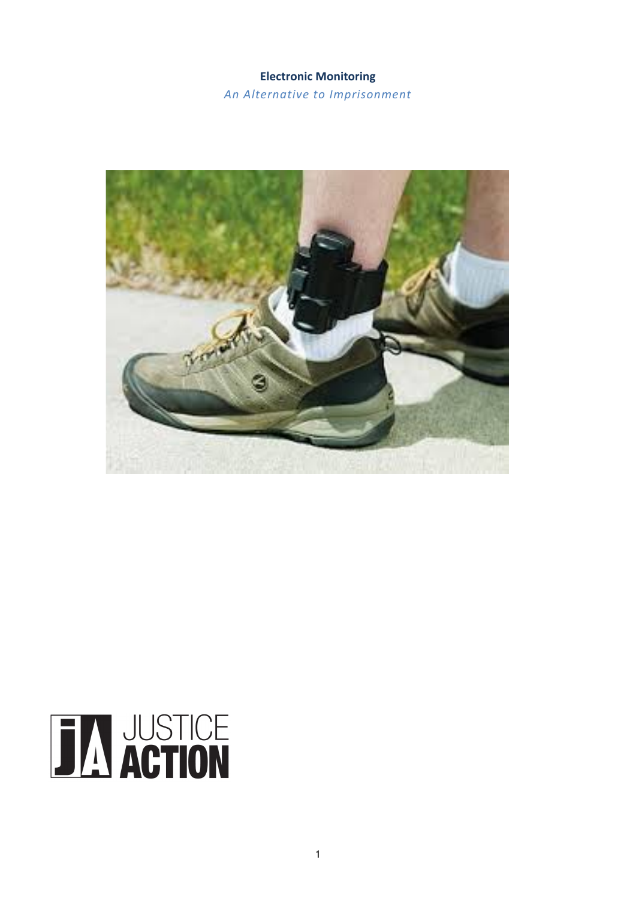# Electronic Monitoring

*An Alternative to Imprisonment*

JUSTICE ACTION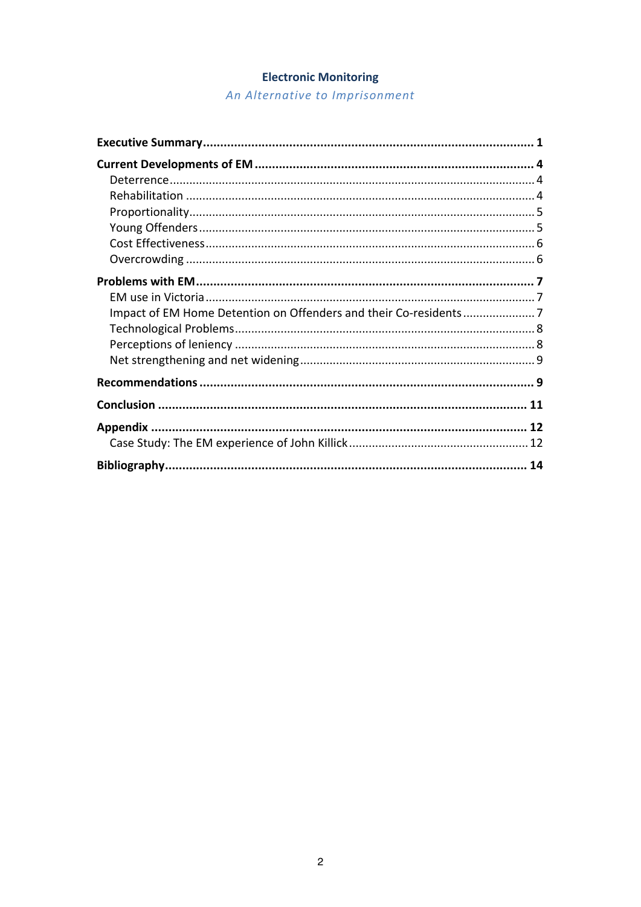**Electronic Monitoring**

*An Alternative to Imprisonment*

**Executive Summary** ........................................................................................ **1**

**Current Developments of EM** ........................................................................ **4**
- Deterrence ........................................................................................ 4
- Rehabilitation ........................................................................................ 4
- Proportionality ........................................................................................ 5
- Young Offenders ........................................................................................ 5
- Cost Effectiveness ........................................................................................ 6
- Overcrowding ........................................................................................ 6

**Problems with EM** ........................................................................................ **7**
- EM use in Victoria ........................................................................................ 7
- Impact of EM Home Detention on Offenders and their Co-residents ........................ 7
- Technological Problems ........................................................................................ 8
- Perceptions of leniency ........................................................................................ 8
- Net strengthening and net widening ........................................................................ 9

**Recommendations** ........................................................................................ **9**

**Conclusion** ........................................................................................ **11**

**Appendix** ........................................................................................ **12**
- Case Study: The EM experience of John Killick ...................................................... 12

**Bibliography** ........................................................................................ **14**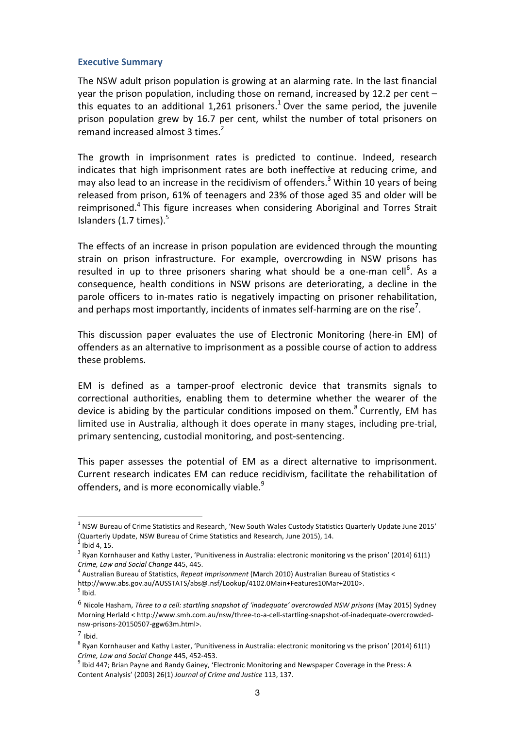## Executive Summary

The NSW adult prison population is growing at an alarming rate. In the last financial year the prison population, including those on remand, increased by 12.2 per cent – this equates to an additional 1,261 prisoners.[1] Over the same period, the juvenile prison population grew by 16.7 per cent, whilst the number of total prisoners on remand increased almost 3 times.[2]

The growth in imprisonment rates is predicted to continue. Indeed, research indicates that high imprisonment rates are both ineffective at reducing crime, and may also lead to an increase in the recidivism of offenders.[3] Within 10 years of being released from prison, 61% of teenagers and 23% of those aged 35 and older will be reimprisoned.[4] This figure increases when considering Aboriginal and Torres Strait Islanders (1.7 times).[5]

The effects of an increase in prison population are evidenced through the mounting strain on prison infrastructure. For example, overcrowding in NSW prisons has resulted in up to three prisoners sharing what should be a one-man cell[6]. As a consequence, health conditions in NSW prisons are deteriorating, a decline in the parole officers to in-mates ratio is negatively impacting on prisoner rehabilitation, and perhaps most importantly, incidents of inmates self-harming are on the rise[7].

This discussion paper evaluates the use of Electronic Monitoring (here-in EM) of offenders as an alternative to imprisonment as a possible course of action to address these problems.

EM is defined as a tamper-proof electronic device that transmits signals to correctional authorities, enabling them to determine whether the wearer of the device is abiding by the particular conditions imposed on them.[8] Currently, EM has limited use in Australia, although it does operate in many stages, including pre-trial, primary sentencing, custodial monitoring, and post-sentencing.

This paper assesses the potential of EM as a direct alternative to imprisonment. Current research indicates EM can reduce recidivism, facilitate the rehabilitation of offenders, and is more economically viable.[9]

---

[1] NSW Bureau of Crime Statistics and Research, 'New South Wales Custody Statistics Quarterly Update June 2015' (Quarterly Update, NSW Bureau of Crime Statistics and Research, June 2015), 14.

[2] Ibid 4, 15.

[3] Ryan Kornhauser and Kathy Laster, 'Punitiveness in Australia: electronic monitoring vs the prison' (2014) 61(1) *Crime, Law and Social Change* 445, 445.

[4] Australian Bureau of Statistics, *Repeat Imprisonment* (March 2010) Australian Bureau of Statistics < http://www.abs.gov.au/AUSSTATS/abs@.nsf/Lookup/4102.0Main+Features10Mar+2010>.

[5] Ibid.

[6] Nicole Hasham, *Three to a cell: startling snapshot of 'inadequate' overcrowded NSW prisons* (May 2015) Sydney Morning Herlald < http://www.smh.com.au/nsw/three-to-a-cell-startling-snapshot-of-inadequate-overcrowded-nsw-prisons-20150507-ggw63m.html>.

[7] Ibid.

[8] Ryan Kornhauser and Kathy Laster, 'Punitiveness in Australia: electronic monitoring vs the prison' (2014) 61(1) *Crime, Law and Social Change* 445, 452-453.

[9] Ibid 447; Brian Payne and Randy Gainey, 'Electronic Monitoring and Newspaper Coverage in the Press: A Content Analysis' (2003) 26(1) *Journal of Crime and Justice* 113, 137.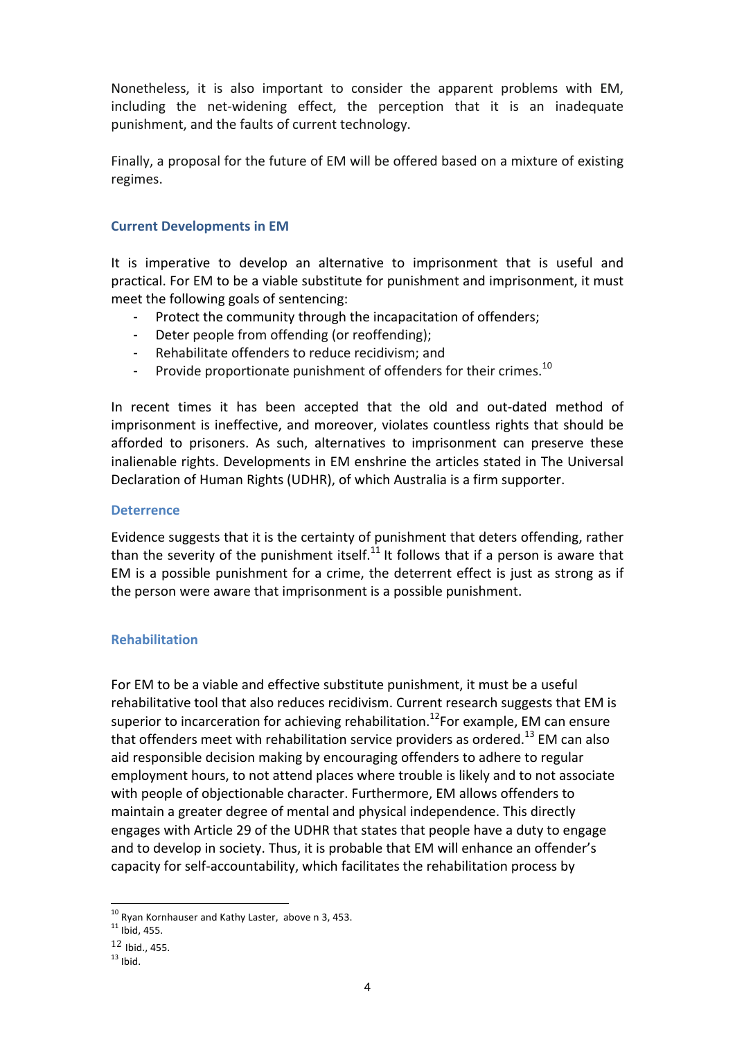Nonetheless, it is also important to consider the apparent problems with EM, including the net-widening effect, the perception that it is an inadequate punishment, and the faults of current technology.

Finally, a proposal for the future of EM will be offered based on a mixture of existing regimes.

### Current Developments in EM

It is imperative to develop an alternative to imprisonment that is useful and practical. For EM to be a viable substitute for punishment and imprisonment, it must meet the following goals of sentencing:

- Protect the community through the incapacitation of offenders;
- Deter people from offending (or reoffending);
- Rehabilitate offenders to reduce recidivism; and
- Provide proportionate punishment of offenders for their crimes.[10]

In recent times it has been accepted that the old and out-dated method of imprisonment is ineffective, and moreover, violates countless rights that should be afforded to prisoners. As such, alternatives to imprisonment can preserve these inalienable rights. Developments in EM enshrine the articles stated in The Universal Declaration of Human Rights (UDHR), of which Australia is a firm supporter.

### Deterrence

Evidence suggests that it is the certainty of punishment that deters offending, rather than the severity of the punishment itself.[11] It follows that if a person is aware that EM is a possible punishment for a crime, the deterrent effect is just as strong as if the person were aware that imprisonment is a possible punishment.

### Rehabilitation

For EM to be a viable and effective substitute punishment, it must be a useful rehabilitative tool that also reduces recidivism. Current research suggests that EM is superior to incarceration for achieving rehabilitation.[12]For example, EM can ensure that offenders meet with rehabilitation service providers as ordered.[13] EM can also aid responsible decision making by encouraging offenders to adhere to regular employment hours, to not attend places where trouble is likely and to not associate with people of objectionable character. Furthermore, EM allows offenders to maintain a greater degree of mental and physical independence. This directly engages with Article 29 of the UDHR that states that people have a duty to engage and to develop in society. Thus, it is probable that EM will enhance an offender's capacity for self-accountability, which facilitates the rehabilitation process by

---

[10] Ryan Kornhauser and Kathy Laster, above n 3, 453.

[11] Ibid, 455.

[12] Ibid., 455.

[13] Ibid.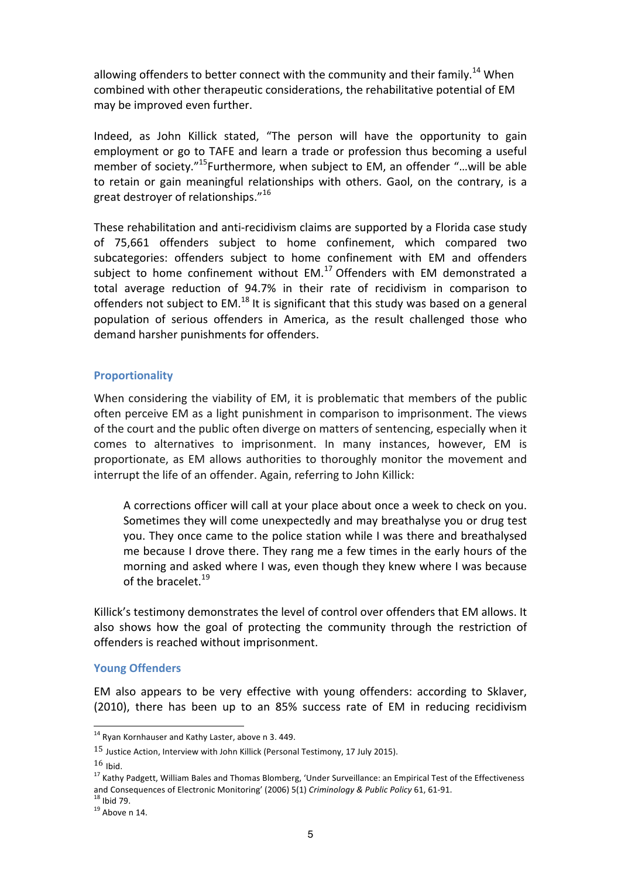allowing offenders to better connect with the community and their family.[14] When combined with other therapeutic considerations, the rehabilitative potential of EM may be improved even further.

Indeed, as John Killick stated, "The person will have the opportunity to gain employment or go to TAFE and learn a trade or profession thus becoming a useful member of society."[15]Furthermore, when subject to EM, an offender "…will be able to retain or gain meaningful relationships with others. Gaol, on the contrary, is a great destroyer of relationships."[16]

These rehabilitation and anti-recidivism claims are supported by a Florida case study of 75,661 offenders subject to home confinement, which compared two subcategories: offenders subject to home confinement with EM and offenders subject to home confinement without EM.[17] Offenders with EM demonstrated a total average reduction of 94.7% in their rate of recidivism in comparison to offenders not subject to EM.[18] It is significant that this study was based on a general population of serious offenders in America, as the result challenged those who demand harsher punishments for offenders.

## Proportionality

When considering the viability of EM, it is problematic that members of the public often perceive EM as a light punishment in comparison to imprisonment. The views of the court and the public often diverge on matters of sentencing, especially when it comes to alternatives to imprisonment. In many instances, however, EM is proportionate, as EM allows authorities to thoroughly monitor the movement and interrupt the life of an offender. Again, referring to John Killick:

> A corrections officer will call at your place about once a week to check on you. Sometimes they will come unexpectedly and may breathalyse you or drug test you. They once came to the police station while I was there and breathalysed me because I drove there. They rang me a few times in the early hours of the morning and asked where I was, even though they knew where I was because of the bracelet.[19]

Killick's testimony demonstrates the level of control over offenders that EM allows. It also shows how the goal of protecting the community through the restriction of offenders is reached without imprisonment.

## Young Offenders

EM also appears to be very effective with young offenders: according to Sklaver, (2010), there has been up to an 85% success rate of EM in reducing recidivism

---

[14] Ryan Kornhauser and Kathy Laster, above n 3. 449.

[15] Justice Action, Interview with John Killick (Personal Testimony, 17 July 2015).

[16] Ibid.

[17] Kathy Padgett, William Bales and Thomas Blomberg, 'Under Surveillance: an Empirical Test of the Effectiveness and Consequences of Electronic Monitoring' (2006) 5(1) *Criminology & Public Policy* 61, 61-91.

[18] Ibid 79.

[19] Above n 14.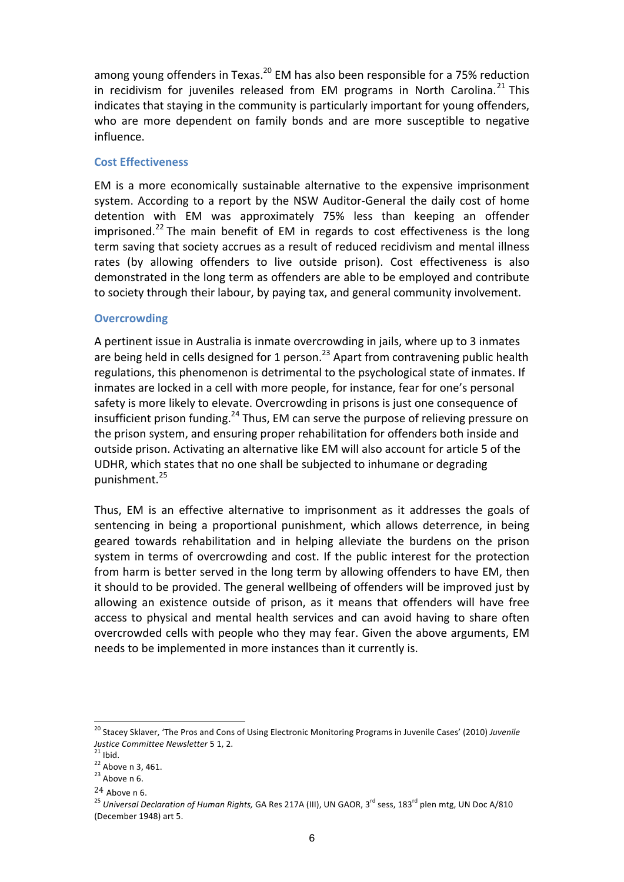among young offenders in Texas.[20] EM has also been responsible for a 75% reduction in recidivism for juveniles released from EM programs in North Carolina.[21] This indicates that staying in the community is particularly important for young offenders, who are more dependent on family bonds and are more susceptible to negative influence.

### Cost Effectiveness

EM is a more economically sustainable alternative to the expensive imprisonment system. According to a report by the NSW Auditor-General the daily cost of home detention with EM was approximately 75% less than keeping an offender imprisoned.[22] The main benefit of EM in regards to cost effectiveness is the long term saving that society accrues as a result of reduced recidivism and mental illness rates (by allowing offenders to live outside prison). Cost effectiveness is also demonstrated in the long term as offenders are able to be employed and contribute to society through their labour, by paying tax, and general community involvement.

### Overcrowding

A pertinent issue in Australia is inmate overcrowding in jails, where up to 3 inmates are being held in cells designed for 1 person.[23] Apart from contravening public health regulations, this phenomenon is detrimental to the psychological state of inmates. If inmates are locked in a cell with more people, for instance, fear for one's personal safety is more likely to elevate. Overcrowding in prisons is just one consequence of insufficient prison funding.[24] Thus, EM can serve the purpose of relieving pressure on the prison system, and ensuring proper rehabilitation for offenders both inside and outside prison. Activating an alternative like EM will also account for article 5 of the UDHR, which states that no one shall be subjected to inhumane or degrading punishment.[25]

Thus, EM is an effective alternative to imprisonment as it addresses the goals of sentencing in being a proportional punishment, which allows deterrence, in being geared towards rehabilitation and in helping alleviate the burdens on the prison system in terms of overcrowding and cost. If the public interest for the protection from harm is better served in the long term by allowing offenders to have EM, then it should to be provided. The general wellbeing of offenders will be improved just by allowing an existence outside of prison, as it means that offenders will have free access to physical and mental health services and can avoid having to share often overcrowded cells with people who they may fear. Given the above arguments, EM needs to be implemented in more instances than it currently is.

---

[20] Stacey Sklaver, 'The Pros and Cons of Using Electronic Monitoring Programs in Juvenile Cases' (2010) *Juvenile Justice Committee Newsletter* 5 1, 2.

[21] Ibid.

[22] Above n 3, 461.

[23] Above n 6.

[24] Above n 6.

[25] *Universal Declaration of Human Rights,* GA Res 217A (III), UN GAOR, 3rd sess, 183rd plen mtg, UN Doc A/810 (December 1948) art 5.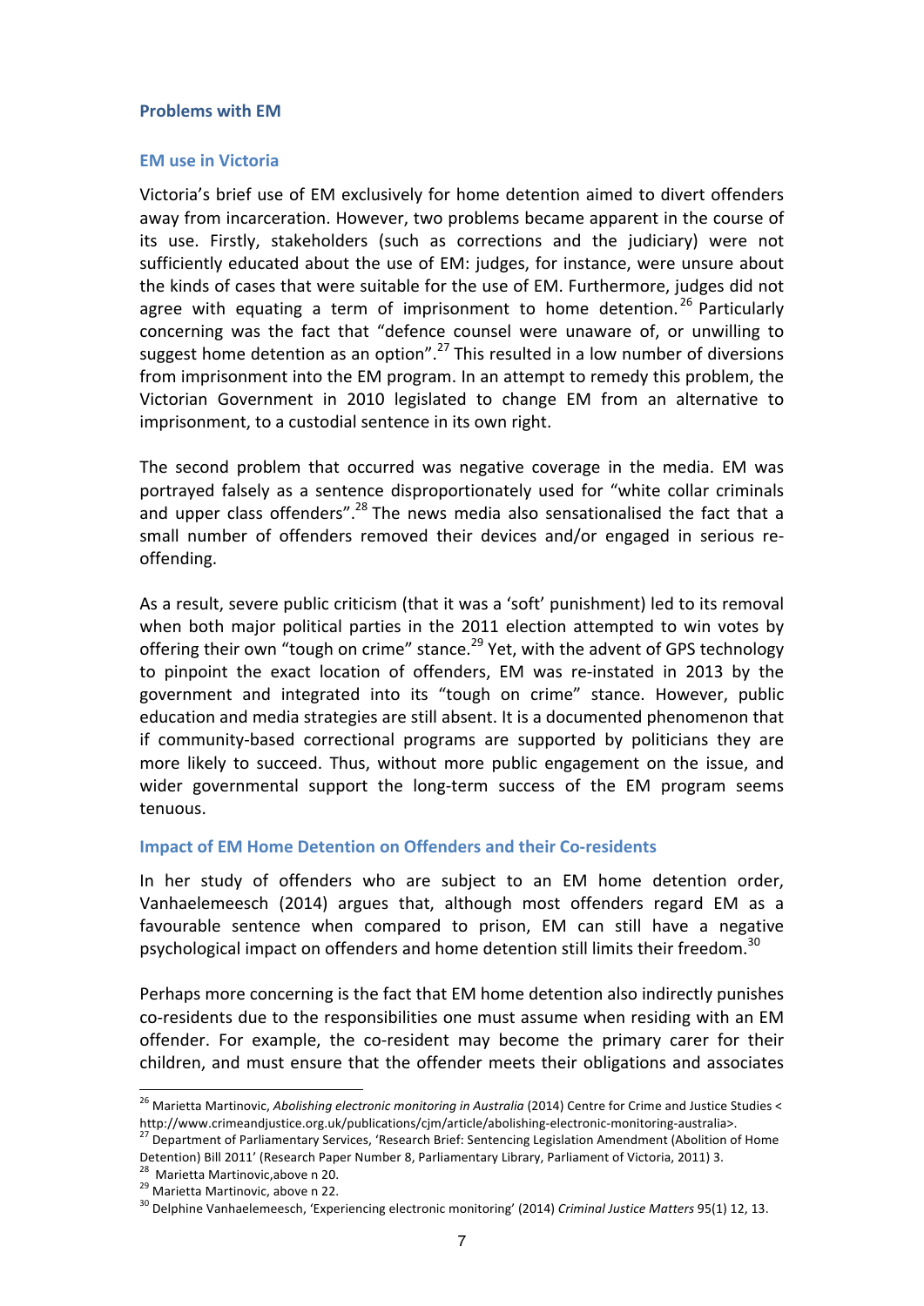### Problems with EM

#### EM use in Victoria

Victoria's brief use of EM exclusively for home detention aimed to divert offenders away from incarceration. However, two problems became apparent in the course of its use. Firstly, stakeholders (such as corrections and the judiciary) were not sufficiently educated about the use of EM: judges, for instance, were unsure about the kinds of cases that were suitable for the use of EM. Furthermore, judges did not agree with equating a term of imprisonment to home detention.[26] Particularly concerning was the fact that "defence counsel were unaware of, or unwilling to suggest home detention as an option".[27] This resulted in a low number of diversions from imprisonment into the EM program. In an attempt to remedy this problem, the Victorian Government in 2010 legislated to change EM from an alternative to imprisonment, to a custodial sentence in its own right.

The second problem that occurred was negative coverage in the media. EM was portrayed falsely as a sentence disproportionately used for "white collar criminals and upper class offenders".[28] The news media also sensationalised the fact that a small number of offenders removed their devices and/or engaged in serious re-offending.

As a result, severe public criticism (that it was a 'soft' punishment) led to its removal when both major political parties in the 2011 election attempted to win votes by offering their own "tough on crime" stance.[29] Yet, with the advent of GPS technology to pinpoint the exact location of offenders, EM was re-instated in 2013 by the government and integrated into its "tough on crime" stance. However, public education and media strategies are still absent. It is a documented phenomenon that if community-based correctional programs are supported by politicians they are more likely to succeed. Thus, without more public engagement on the issue, and wider governmental support the long-term success of the EM program seems tenuous.

#### Impact of EM Home Detention on Offenders and their Co-residents

In her study of offenders who are subject to an EM home detention order, Vanhaelemeesch (2014) argues that, although most offenders regard EM as a favourable sentence when compared to prison, EM can still have a negative psychological impact on offenders and home detention still limits their freedom.[30]

Perhaps more concerning is the fact that EM home detention also indirectly punishes co-residents due to the responsibilities one must assume when residing with an EM offender. For example, the co-resident may become the primary carer for their children, and must ensure that the offender meets their obligations and associates

---

[26] Marietta Martinovic, *Abolishing electronic monitoring in Australia* (2014) Centre for Crime and Justice Studies < http://www.crimeandjustice.org.uk/publications/cjm/article/abolishing-electronic-monitoring-australia>.

[27] Department of Parliamentary Services, 'Research Brief: Sentencing Legislation Amendment (Abolition of Home Detention) Bill 2011' (Research Paper Number 8, Parliamentary Library, Parliament of Victoria, 2011) 3.

[28] Marietta Martinovic,above n 20.

[29] Marietta Martinovic, above n 22.

[30] Delphine Vanhaelemeesch, 'Experiencing electronic monitoring' (2014) *Criminal Justice Matters* 95(1) 12, 13.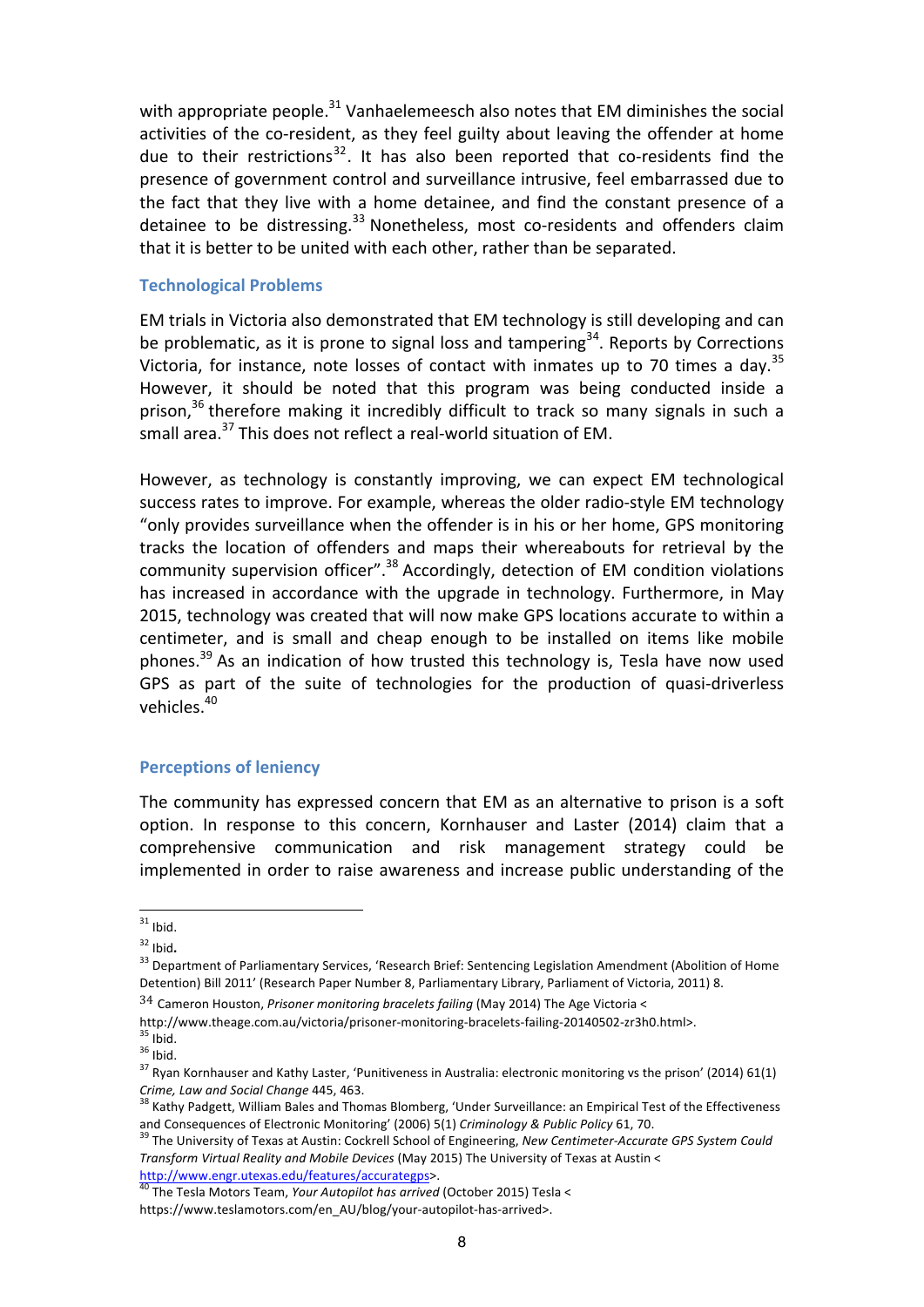with appropriate people.[31] Vanhaelemeesch also notes that EM diminishes the social activities of the co-resident, as they feel guilty about leaving the offender at home due to their restrictions[32]. It has also been reported that co-residents find the presence of government control and surveillance intrusive, feel embarrassed due to the fact that they live with a home detainee, and find the constant presence of a detainee to be distressing.[33] Nonetheless, most co-residents and offenders claim that it is better to be united with each other, rather than be separated.

### Technological Problems

EM trials in Victoria also demonstrated that EM technology is still developing and can be problematic, as it is prone to signal loss and tampering[34]. Reports by Corrections Victoria, for instance, note losses of contact with inmates up to 70 times a day.[35] However, it should be noted that this program was being conducted inside a prison,[36] therefore making it incredibly difficult to track so many signals in such a small area.[37] This does not reflect a real-world situation of EM.

However, as technology is constantly improving, we can expect EM technological success rates to improve. For example, whereas the older radio-style EM technology "only provides surveillance when the offender is in his or her home, GPS monitoring tracks the location of offenders and maps their whereabouts for retrieval by the community supervision officer".[38] Accordingly, detection of EM condition violations has increased in accordance with the upgrade in technology. Furthermore, in May 2015, technology was created that will now make GPS locations accurate to within a centimeter, and is small and cheap enough to be installed on items like mobile phones.[39] As an indication of how trusted this technology is, Tesla have now used GPS as part of the suite of technologies for the production of quasi-driverless vehicles.[40]

### Perceptions of leniency

The community has expressed concern that EM as an alternative to prison is a soft option. In response to this concern, Kornhauser and Laster (2014) claim that a comprehensive communication and risk management strategy could be implemented in order to raise awareness and increase public understanding of the

---

[31] Ibid.

[32] Ibid**.**

[33] Department of Parliamentary Services, 'Research Brief: Sentencing Legislation Amendment (Abolition of Home Detention) Bill 2011' (Research Paper Number 8, Parliamentary Library, Parliament of Victoria, 2011) 8.

[34] Cameron Houston, *Prisoner monitoring bracelets failing* (May 2014) The Age Victoria < http://www.theage.com.au/victoria/prisoner-monitoring-bracelets-failing-20140502-zr3h0.html>.

[35] Ibid.

[36] Ibid.

[37] Ryan Kornhauser and Kathy Laster, 'Punitiveness in Australia: electronic monitoring vs the prison' (2014) 61(1) *Crime, Law and Social Change* 445, 463.

[38] Kathy Padgett, William Bales and Thomas Blomberg, 'Under Surveillance: an Empirical Test of the Effectiveness and Consequences of Electronic Monitoring' (2006) 5(1) *Criminology & Public Policy* 61, 70.

[39] The University of Texas at Austin: Cockrell School of Engineering, *New Centimeter-Accurate GPS System Could Transform Virtual Reality and Mobile Devices* (May 2015) The University of Texas at Austin < http://www.engr.utexas.edu/features/accurategps>.

[40] The Tesla Motors Team, *Your Autopilot has arrived* (October 2015) Tesla < https://www.teslamotors.com/en_AU/blog/your-autopilot-has-arrived>.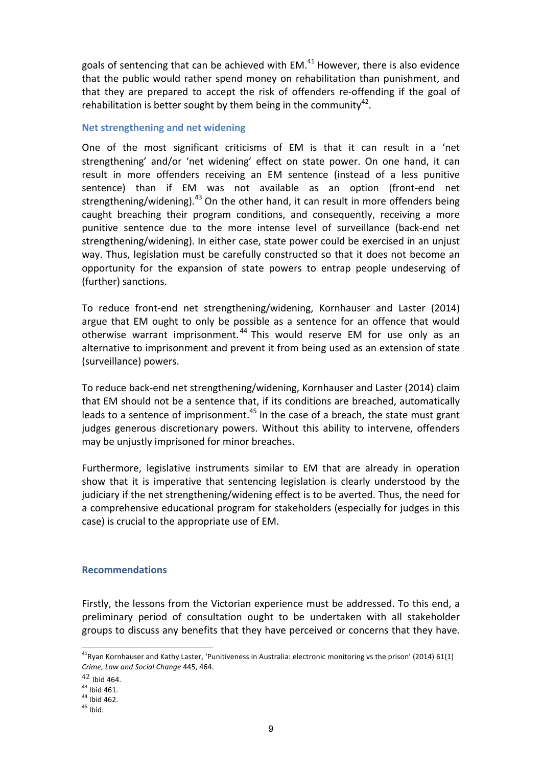goals of sentencing that can be achieved with EM.[41] However, there is also evidence that the public would rather spend money on rehabilitation than punishment, and that they are prepared to accept the risk of offenders re-offending if the goal of rehabilitation is better sought by them being in the community[42].

### Net strengthening and net widening

One of the most significant criticisms of EM is that it can result in a 'net strengthening' and/or 'net widening' effect on state power. On one hand, it can result in more offenders receiving an EM sentence (instead of a less punitive sentence) than if EM was not available as an option (front-end net strengthening/widening).[43] On the other hand, it can result in more offenders being caught breaching their program conditions, and consequently, receiving a more punitive sentence due to the more intense level of surveillance (back-end net strengthening/widening). In either case, state power could be exercised in an unjust way. Thus, legislation must be carefully constructed so that it does not become an opportunity for the expansion of state powers to entrap people undeserving of (further) sanctions.

To reduce front-end net strengthening/widening, Kornhauser and Laster (2014) argue that EM ought to only be possible as a sentence for an offence that would otherwise warrant imprisonment.[44] This would reserve EM for use only as an alternative to imprisonment and prevent it from being used as an extension of state (surveillance) powers.

To reduce back-end net strengthening/widening, Kornhauser and Laster (2014) claim that EM should not be a sentence that, if its conditions are breached, automatically leads to a sentence of imprisonment.[45] In the case of a breach, the state must grant judges generous discretionary powers. Without this ability to intervene, offenders may be unjustly imprisoned for minor breaches.

Furthermore, legislative instruments similar to EM that are already in operation show that it is imperative that sentencing legislation is clearly understood by the judiciary if the net strengthening/widening effect is to be averted. Thus, the need for a comprehensive educational program for stakeholders (especially for judges in this case) is crucial to the appropriate use of EM.

### Recommendations

Firstly, the lessons from the Victorian experience must be addressed. To this end, a preliminary period of consultation ought to be undertaken with all stakeholder groups to discuss any benefits that they have perceived or concerns that they have.

---

[41] Ryan Kornhauser and Kathy Laster, 'Punitiveness in Australia: electronic monitoring vs the prison' (2014) 61(1) *Crime, Law and Social Change* 445, 464.

[42] Ibid 464.

[43] Ibid 461.

[44] Ibid 462.

[45] Ibid.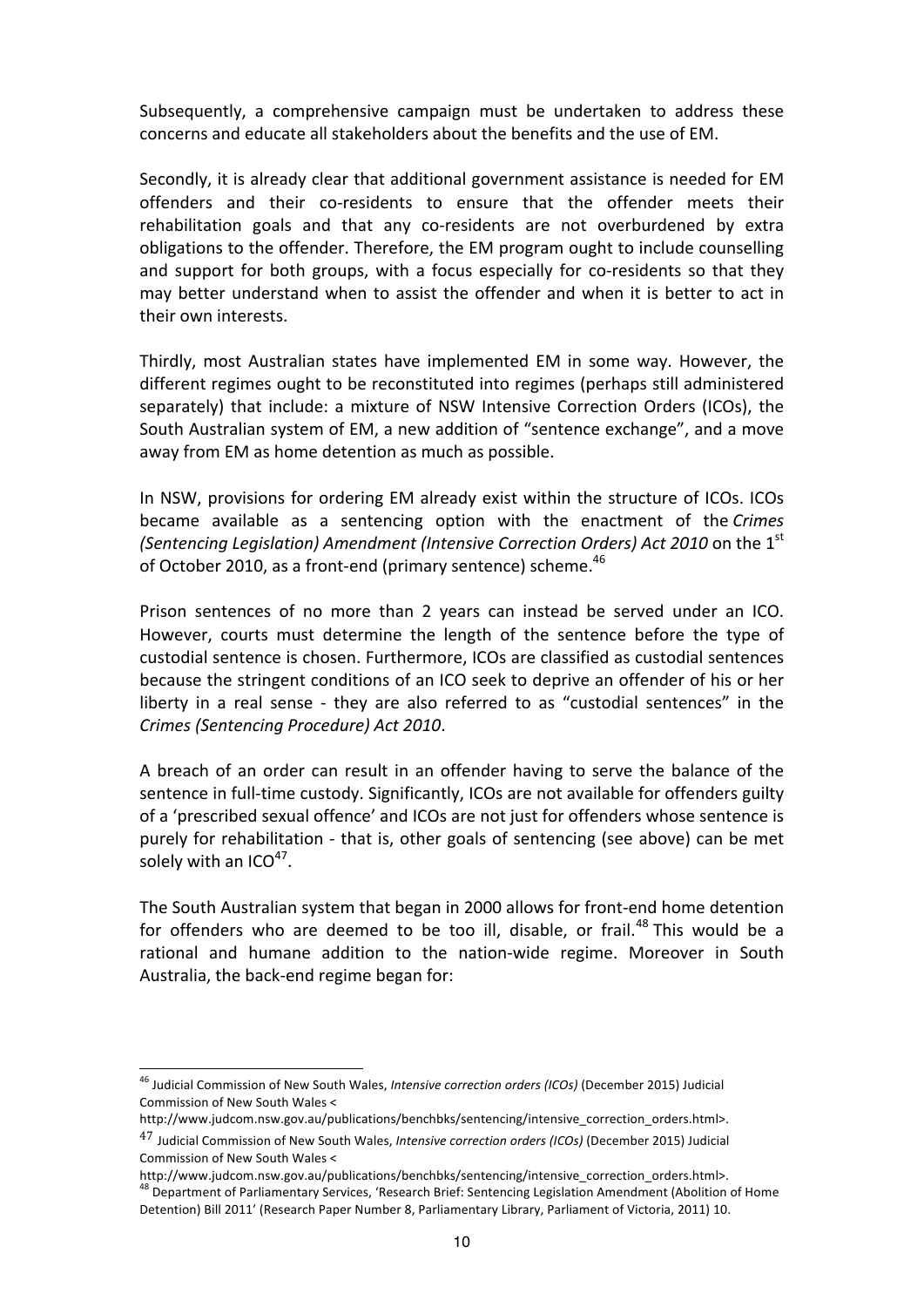Subsequently, a comprehensive campaign must be undertaken to address these concerns and educate all stakeholders about the benefits and the use of EM.

Secondly, it is already clear that additional government assistance is needed for EM offenders and their co-residents to ensure that the offender meets their rehabilitation goals and that any co-residents are not overburdened by extra obligations to the offender. Therefore, the EM program ought to include counselling and support for both groups, with a focus especially for co-residents so that they may better understand when to assist the offender and when it is better to act in their own interests.

Thirdly, most Australian states have implemented EM in some way. However, the different regimes ought to be reconstituted into regimes (perhaps still administered separately) that include: a mixture of NSW Intensive Correction Orders (ICOs), the South Australian system of EM, a new addition of "sentence exchange", and a move away from EM as home detention as much as possible.

In NSW, provisions for ordering EM already exist within the structure of ICOs. ICOs became available as a sentencing option with the enactment of the *Crimes (Sentencing Legislation) Amendment (Intensive Correction Orders) Act 2010* on the 1st of October 2010, as a front-end (primary sentence) scheme.[46]

Prison sentences of no more than 2 years can instead be served under an ICO. However, courts must determine the length of the sentence before the type of custodial sentence is chosen. Furthermore, ICOs are classified as custodial sentences because the stringent conditions of an ICO seek to deprive an offender of his or her liberty in a real sense - they are also referred to as "custodial sentences" in the *Crimes (Sentencing Procedure) Act 2010*.

A breach of an order can result in an offender having to serve the balance of the sentence in full-time custody. Significantly, ICOs are not available for offenders guilty of a 'prescribed sexual offence' and ICOs are not just for offenders whose sentence is purely for rehabilitation - that is, other goals of sentencing (see above) can be met solely with an ICO[47].

The South Australian system that began in 2000 allows for front-end home detention for offenders who are deemed to be too ill, disable, or frail.[48] This would be a rational and humane addition to the nation-wide regime. Moreover in South Australia, the back-end regime began for:

---

[46] Judicial Commission of New South Wales, *Intensive correction orders (ICOs)* (December 2015) Judicial Commission of New South Wales <http://www.judcom.nsw.gov.au/publications/benchbks/sentencing/intensive_correction_orders.html>.

[47] Judicial Commission of New South Wales, *Intensive correction orders (ICOs)* (December 2015) Judicial Commission of New South Wales <http://www.judcom.nsw.gov.au/publications/benchbks/sentencing/intensive_correction_orders.html>.

[48] Department of Parliamentary Services, 'Research Brief: Sentencing Legislation Amendment (Abolition of Home Detention) Bill 2011' (Research Paper Number 8, Parliamentary Library, Parliament of Victoria, 2011) 10.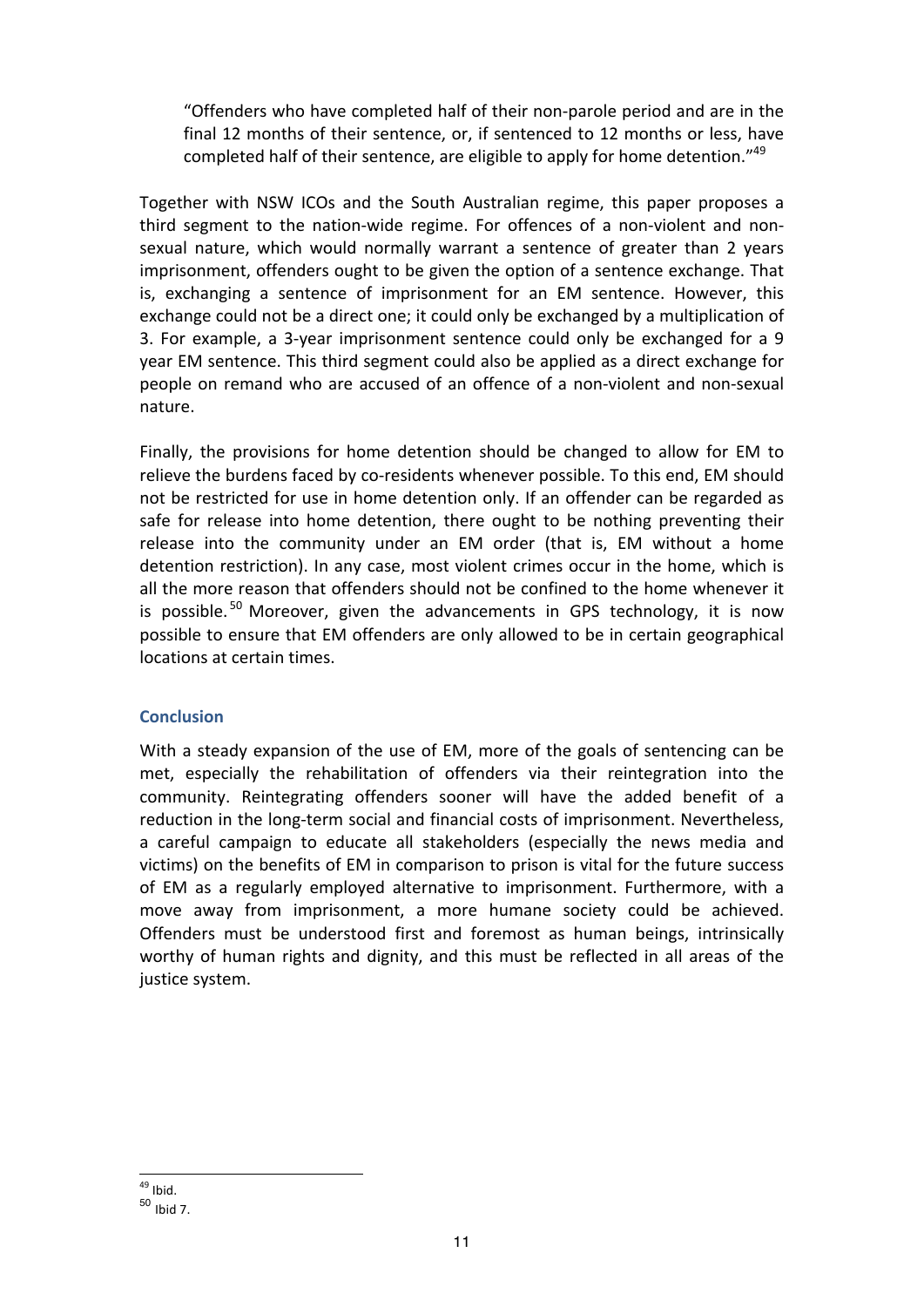> "Offenders who have completed half of their non-parole period and are in the final 12 months of their sentence, or, if sentenced to 12 months or less, have completed half of their sentence, are eligible to apply for home detention."[49]

Together with NSW ICOs and the South Australian regime, this paper proposes a third segment to the nation-wide regime. For offences of a non-violent and non-sexual nature, which would normally warrant a sentence of greater than 2 years imprisonment, offenders ought to be given the option of a sentence exchange. That is, exchanging a sentence of imprisonment for an EM sentence. However, this exchange could not be a direct one; it could only be exchanged by a multiplication of 3. For example, a 3-year imprisonment sentence could only be exchanged for a 9 year EM sentence. This third segment could also be applied as a direct exchange for people on remand who are accused of an offence of a non-violent and non-sexual nature.

Finally, the provisions for home detention should be changed to allow for EM to relieve the burdens faced by co-residents whenever possible. To this end, EM should not be restricted for use in home detention only. If an offender can be regarded as safe for release into home detention, there ought to be nothing preventing their release into the community under an EM order (that is, EM without a home detention restriction). In any case, most violent crimes occur in the home, which is all the more reason that offenders should not be confined to the home whenever it is possible.[50] Moreover, given the advancements in GPS technology, it is now possible to ensure that EM offenders are only allowed to be in certain geographical locations at certain times.

## Conclusion

With a steady expansion of the use of EM, more of the goals of sentencing can be met, especially the rehabilitation of offenders via their reintegration into the community. Reintegrating offenders sooner will have the added benefit of a reduction in the long-term social and financial costs of imprisonment. Nevertheless, a careful campaign to educate all stakeholders (especially the news media and victims) on the benefits of EM in comparison to prison is vital for the future success of EM as a regularly employed alternative to imprisonment. Furthermore, with a move away from imprisonment, a more humane society could be achieved. Offenders must be understood first and foremost as human beings, intrinsically worthy of human rights and dignity, and this must be reflected in all areas of the justice system.

---

[49] Ibid.

[50] Ibid 7.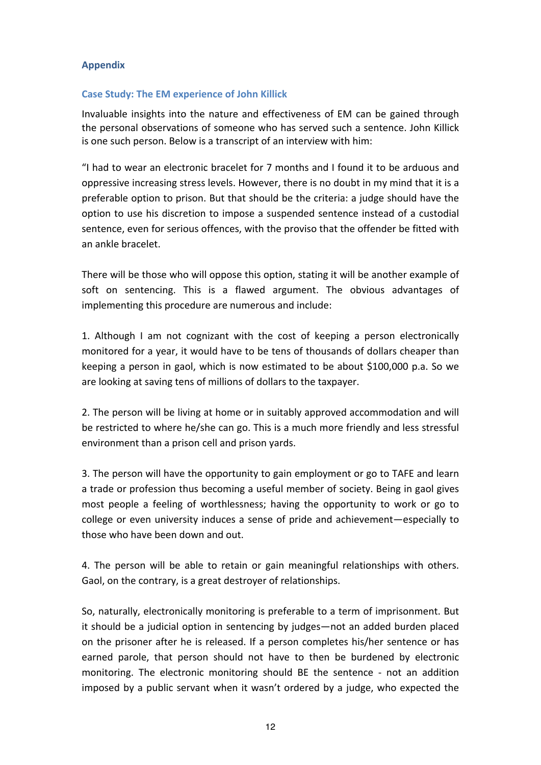## Appendix

### Case Study: The EM experience of John Killick

Invaluable insights into the nature and effectiveness of EM can be gained through the personal observations of someone who has served such a sentence. John Killick is one such person. Below is a transcript of an interview with him:

"I had to wear an electronic bracelet for 7 months and I found it to be arduous and oppressive increasing stress levels. However, there is no doubt in my mind that it is a preferable option to prison. But that should be the criteria: a judge should have the option to use his discretion to impose a suspended sentence instead of a custodial sentence, even for serious offences, with the proviso that the offender be fitted with an ankle bracelet.

There will be those who will oppose this option, stating it will be another example of soft on sentencing. This is a flawed argument. The obvious advantages of implementing this procedure are numerous and include:

1. Although I am not cognizant with the cost of keeping a person electronically monitored for a year, it would have to be tens of thousands of dollars cheaper than keeping a person in gaol, which is now estimated to be about $100,000 p.a. So we are looking at saving tens of millions of dollars to the taxpayer.

2. The person will be living at home or in suitably approved accommodation and will be restricted to where he/she can go. This is a much more friendly and less stressful environment than a prison cell and prison yards.

3. The person will have the opportunity to gain employment or go to TAFE and learn a trade or profession thus becoming a useful member of society. Being in gaol gives most people a feeling of worthlessness; having the opportunity to work or go to college or even university induces a sense of pride and achievement—especially to those who have been down and out.

4. The person will be able to retain or gain meaningful relationships with others. Gaol, on the contrary, is a great destroyer of relationships.

So, naturally, electronically monitoring is preferable to a term of imprisonment. But it should be a judicial option in sentencing by judges—not an added burden placed on the prisoner after he is released. If a person completes his/her sentence or has earned parole, that person should not have to then be burdened by electronic monitoring. The electronic monitoring should BE the sentence - not an addition imposed by a public servant when it wasn't ordered by a judge, who expected the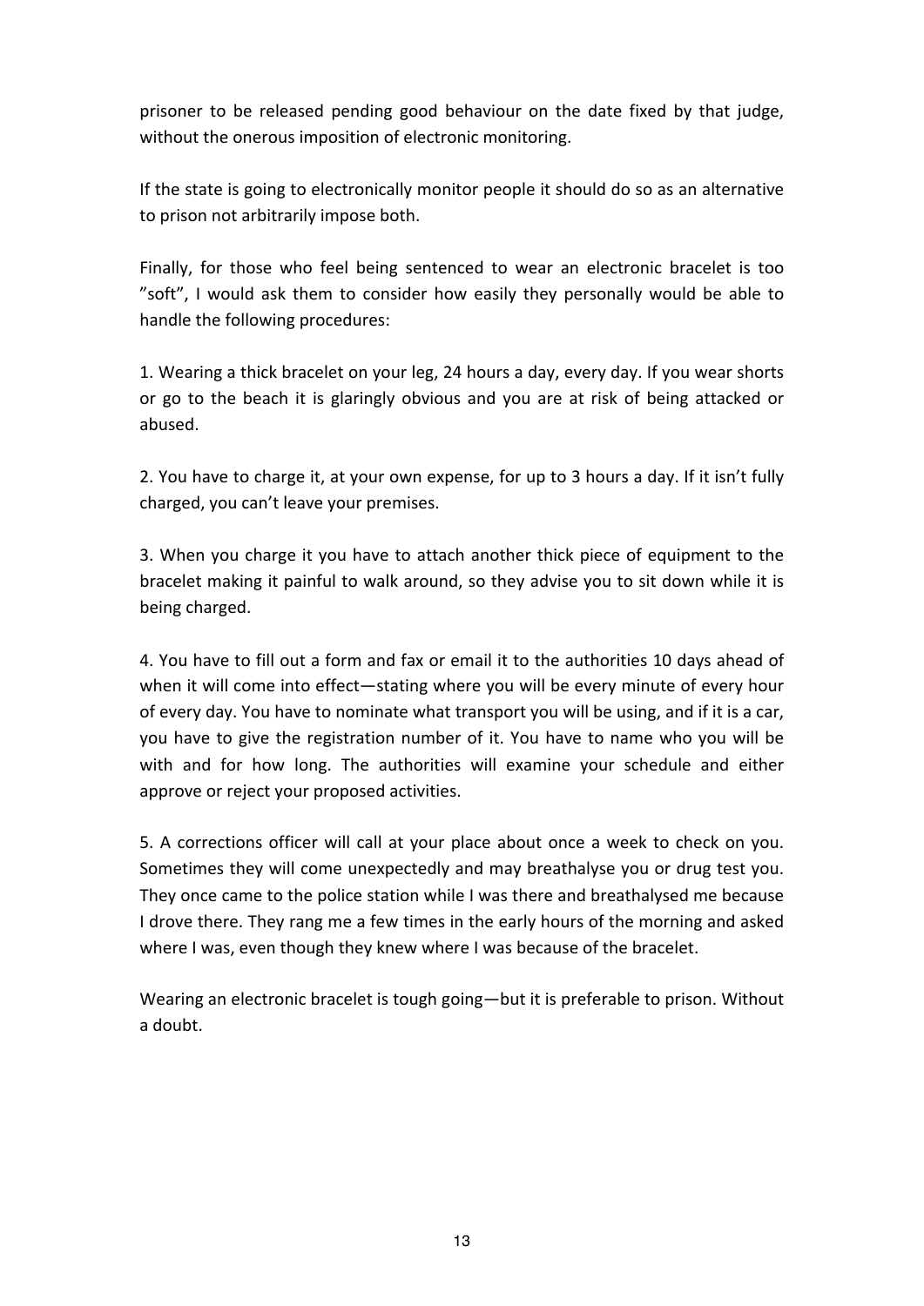prisoner to be released pending good behaviour on the date fixed by that judge, without the onerous imposition of electronic monitoring.

If the state is going to electronically monitor people it should do so as an alternative to prison not arbitrarily impose both.

Finally, for those who feel being sentenced to wear an electronic bracelet is too ”soft”, I would ask them to consider how easily they personally would be able to handle the following procedures:

1. Wearing a thick bracelet on your leg, 24 hours a day, every day. If you wear shorts or go to the beach it is glaringly obvious and you are at risk of being attacked or abused.

2. You have to charge it, at your own expense, for up to 3 hours a day. If it isn't fully charged, you can't leave your premises.

3. When you charge it you have to attach another thick piece of equipment to the bracelet making it painful to walk around, so they advise you to sit down while it is being charged.

4. You have to fill out a form and fax or email it to the authorities 10 days ahead of when it will come into effect—stating where you will be every minute of every hour of every day. You have to nominate what transport you will be using, and if it is a car, you have to give the registration number of it. You have to name who you will be with and for how long. The authorities will examine your schedule and either approve or reject your proposed activities.

5. A corrections officer will call at your place about once a week to check on you. Sometimes they will come unexpectedly and may breathalyse you or drug test you. They once came to the police station while I was there and breathalysed me because I drove there. They rang me a few times in the early hours of the morning and asked where I was, even though they knew where I was because of the bracelet.

Wearing an electronic bracelet is tough going—but it is preferable to prison. Without a doubt.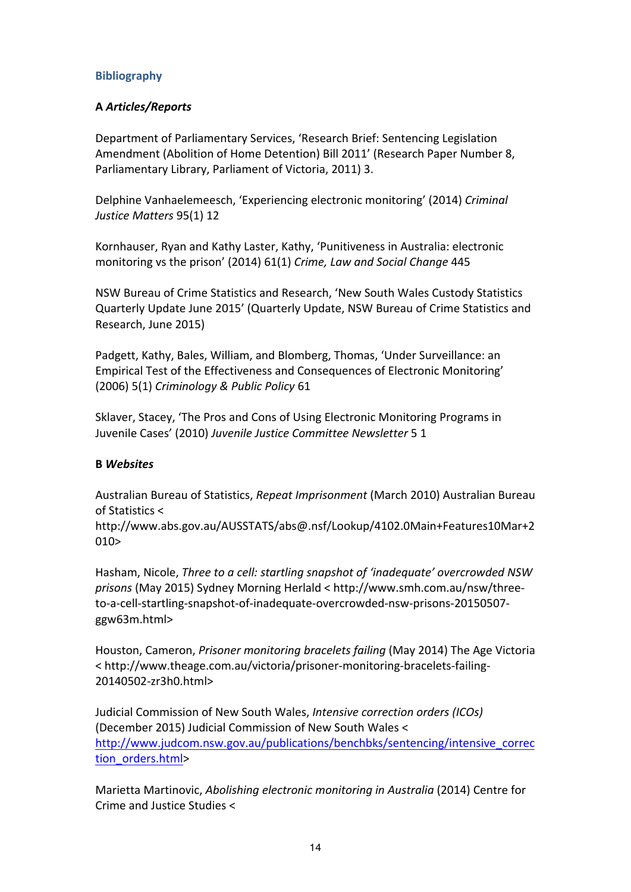## Bibliography

### A *Articles/Reports*

Department of Parliamentary Services, 'Research Brief: Sentencing Legislation Amendment (Abolition of Home Detention) Bill 2011' (Research Paper Number 8, Parliamentary Library, Parliament of Victoria, 2011) 3.

Delphine Vanhaelemeesch, 'Experiencing electronic monitoring' (2014) *Criminal Justice Matters* 95(1) 12

Kornhauser, Ryan and Kathy Laster, Kathy, 'Punitiveness in Australia: electronic monitoring vs the prison' (2014) 61(1) *Crime, Law and Social Change* 445

NSW Bureau of Crime Statistics and Research, 'New South Wales Custody Statistics Quarterly Update June 2015' (Quarterly Update, NSW Bureau of Crime Statistics and Research, June 2015)

Padgett, Kathy, Bales, William, and Blomberg, Thomas, 'Under Surveillance: an Empirical Test of the Effectiveness and Consequences of Electronic Monitoring' (2006) 5(1) *Criminology & Public Policy* 61

Sklaver, Stacey, 'The Pros and Cons of Using Electronic Monitoring Programs in Juvenile Cases' (2010) *Juvenile Justice Committee Newsletter* 5 1

### B *Websites*

Australian Bureau of Statistics, *Repeat Imprisonment* (March 2010) Australian Bureau of Statistics < http://www.abs.gov.au/AUSSTATS/abs@.nsf/Lookup/4102.0Main+Features10Mar+2010>

Hasham, Nicole, *Three to a cell: startling snapshot of 'inadequate' overcrowded NSW prisons* (May 2015) Sydney Morning Herlald < http://www.smh.com.au/nsw/three-to-a-cell-startling-snapshot-of-inadequate-overcrowded-nsw-prisons-20150507-ggw63m.html>

Houston, Cameron, *Prisoner monitoring bracelets failing* (May 2014) The Age Victoria < http://www.theage.com.au/victoria/prisoner-monitoring-bracelets-failing-20140502-zr3h0.html>

Judicial Commission of New South Wales, *Intensive correction orders (ICOs)* (December 2015) Judicial Commission of New South Wales < http://www.judcom.nsw.gov.au/publications/benchbks/sentencing/intensive_correction_orders.html>

Marietta Martinovic, *Abolishing electronic monitoring in Australia* (2014) Centre for Crime and Justice Studies <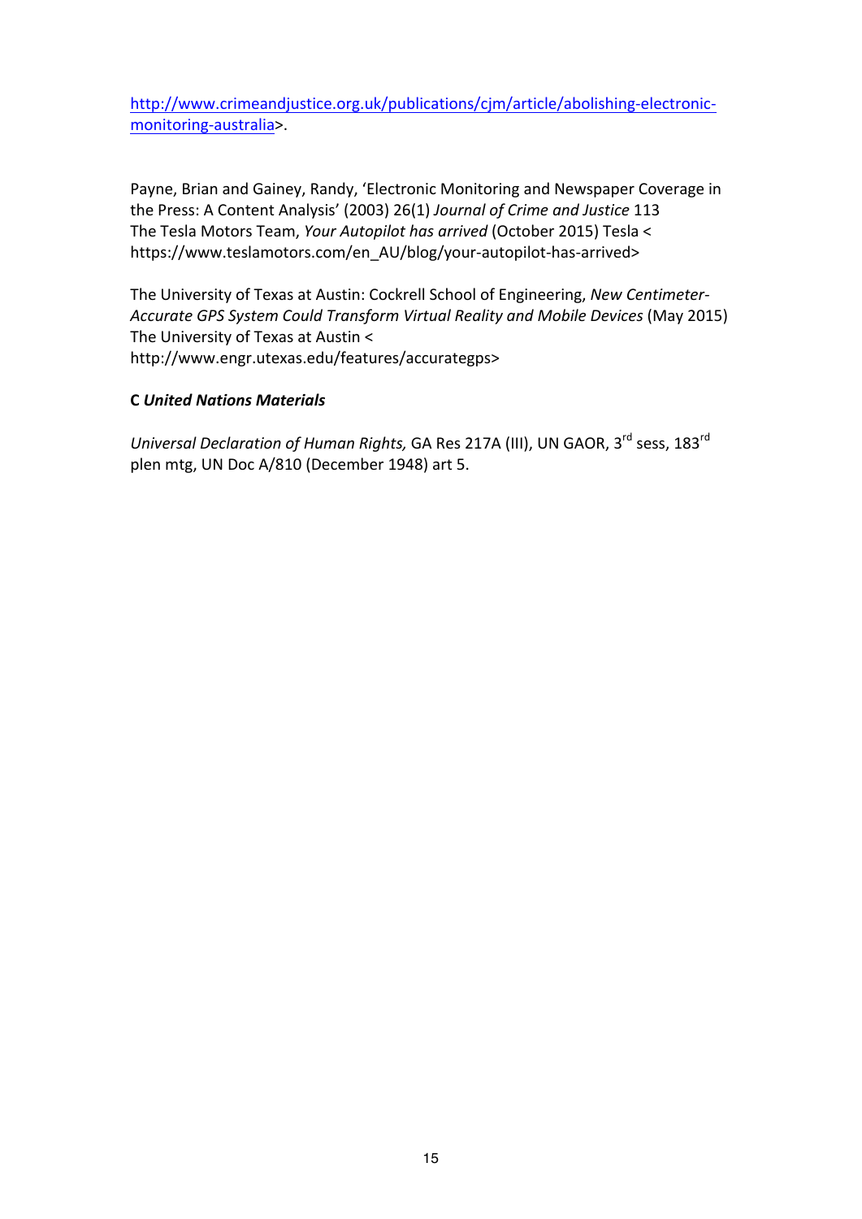http://www.crimeandjustice.org.uk/publications/cjm/article/abolishing-electronic-monitoring-australia>.

Payne, Brian and Gainey, Randy, 'Electronic Monitoring and Newspaper Coverage in the Press: A Content Analysis' (2003) 26(1) *Journal of Crime and Justice* 113
The Tesla Motors Team, *Your Autopilot has arrived* (October 2015) Tesla < https://www.teslamotors.com/en_AU/blog/your-autopilot-has-arrived>

The University of Texas at Austin: Cockrell School of Engineering, *New Centimeter-Accurate GPS System Could Transform Virtual Reality and Mobile Devices* (May 2015) The University of Texas at Austin < http://www.engr.utexas.edu/features/accurategps>

**C *United Nations Materials***

*Universal Declaration of Human Rights,* GA Res 217A (III), UN GAOR, 3rd sess, 183rd plen mtg, UN Doc A/810 (December 1948) art 5.